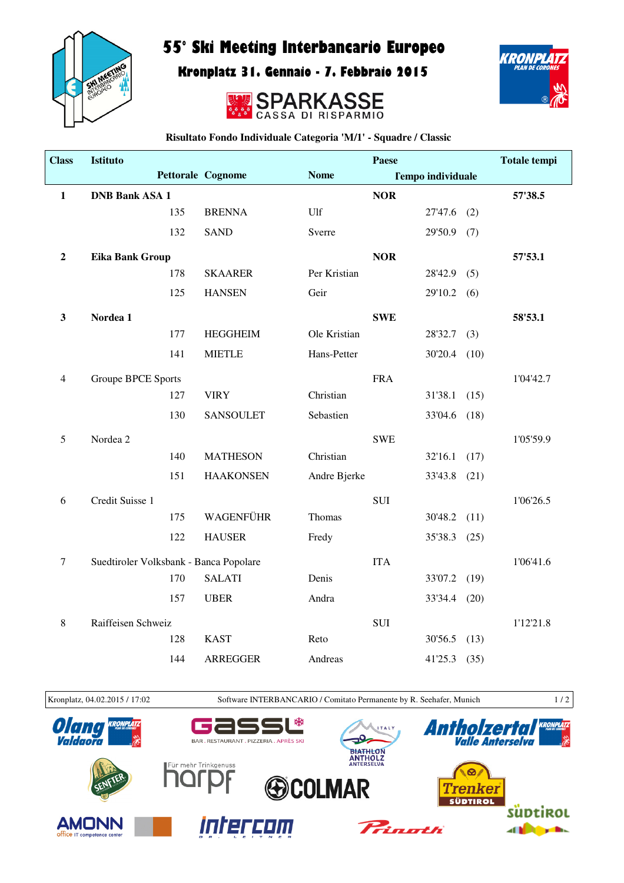# 55° Ski Meeting Interbancario Europeo

## Kronplatz 31. Gennaio - 7. Febbraio 2015

SPARKASSE
CASSA DI RISPARMIO

**Risultato Fondo Individuale Categoria 'M/1' - Squadre / Classic**

| Class | Istituto | | | | Paese | | Totale tempi |
|---|---|---|---|---|---|---|---|
| | | Pettorale | Cognome | Nome | Tempo individuale | | |
| **1** | **DNB Bank ASA 1** | | | | **NOR** | | **57'38.5** |
| | | 135 | BRENNA | Ulf | 27'47.6 | (2) | |
| | | 132 | SAND | Sverre | 29'50.9 | (7) | |
| **2** | **Eika Bank Group** | | | | **NOR** | | **57'53.1** |
| | | 178 | SKAARER | Per Kristian | 28'42.9 | (5) | |
| | | 125 | HANSEN | Geir | 29'10.2 | (6) | |
| **3** | **Nordea 1** | | | | **SWE** | | **58'53.1** |
| | | 177 | HEGGHEIM | Ole Kristian | 28'32.7 | (3) | |
| | | 141 | MIETLE | Hans-Petter | 30'20.4 | (10) | |
| 4 | Groupe BPCE Sports | | | | FRA | | 1'04'42.7 |
| | | 127 | VIRY | Christian | 31'38.1 | (15) | |
| | | 130 | SANSOULET | Sebastien | 33'04.6 | (18) | |
| 5 | Nordea 2 | | | | SWE | | 1'05'59.9 |
| | | 140 | MATHESON | Christian | 32'16.1 | (17) | |
| | | 151 | HAAKONSEN | Andre Bjerke | 33'43.8 | (21) | |
| 6 | Credit Suisse 1 | | | | SUI | | 1'06'26.5 |
| | | 175 | WAGENFÜHR | Thomas | 30'48.2 | (11) | |
| | | 122 | HAUSER | Fredy | 35'38.3 | (25) | |
| 7 | Suedtiroler Volksbank - Banca Popolare | | | | ITA | | 1'06'41.6 |
| | | 170 | SALATI | Denis | 33'07.2 | (19) | |
| | | 157 | UBER | Andra | 33'34.4 | (20) | |
| 8 | Raiffeisen Schweiz | | | | SUI | | 1'12'21.8 |
| | | 128 | KAST | Reto | 30'56.5 | (13) | |
| | | 144 | ARREGGER | Andreas | 41'25.3 | (35) | |

Kronplatz, 04.02.2015 / 17:02 — Software INTERBANCARIO / Comitato Permanente by R. Seehafer, Munich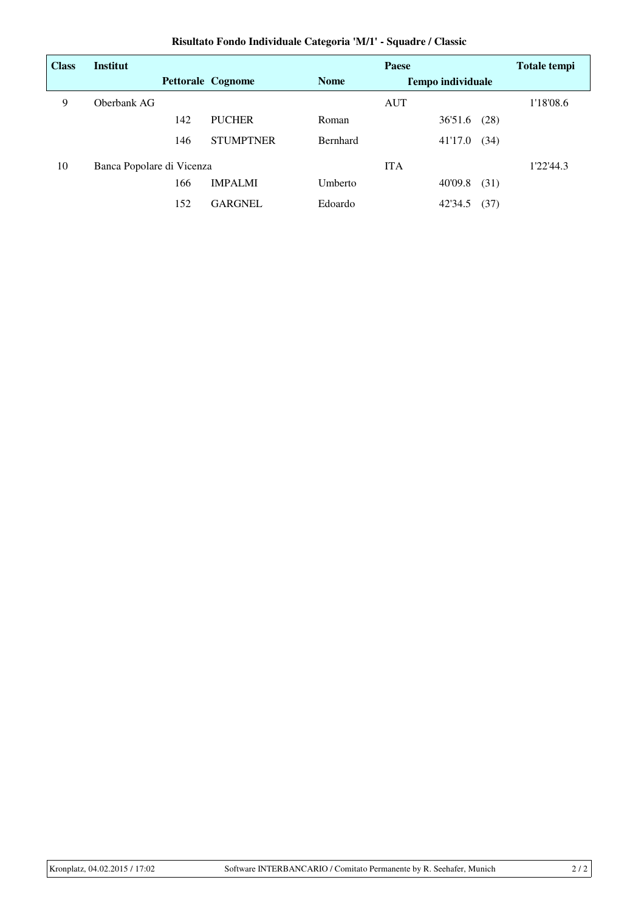**Risultato Fondo Individuale Categoria 'M/1' - Squadre / Classic**

| Class | Institut | | | | Paese | | Totale tempi |
|---|---|---|---|---|---|---|---|
| | | Pettorale | Cognome | Nome | Tempo individuale | | |
| 9 | Oberbank AG | | | | AUT | | 1'18'08.6 |
| | | 142 | PUCHER | Roman | 36'51.6 | (28) | |
| | | 146 | STUMPTNER | Bernhard | 41'17.0 | (34) | |
| 10 | Banca Popolare di Vicenza | | | | ITA | | 1'22'44.3 |
| | | 166 | IMPALMI | Umberto | 40'09.8 | (31) | |
| | | 152 | GARGNEL | Edoardo | 42'34.5 | (37) | |

Kronplatz, 04.02.2015 / 17:02 — Software INTERBANCARIO / Comitato Permanente by R. Seehafer, Munich